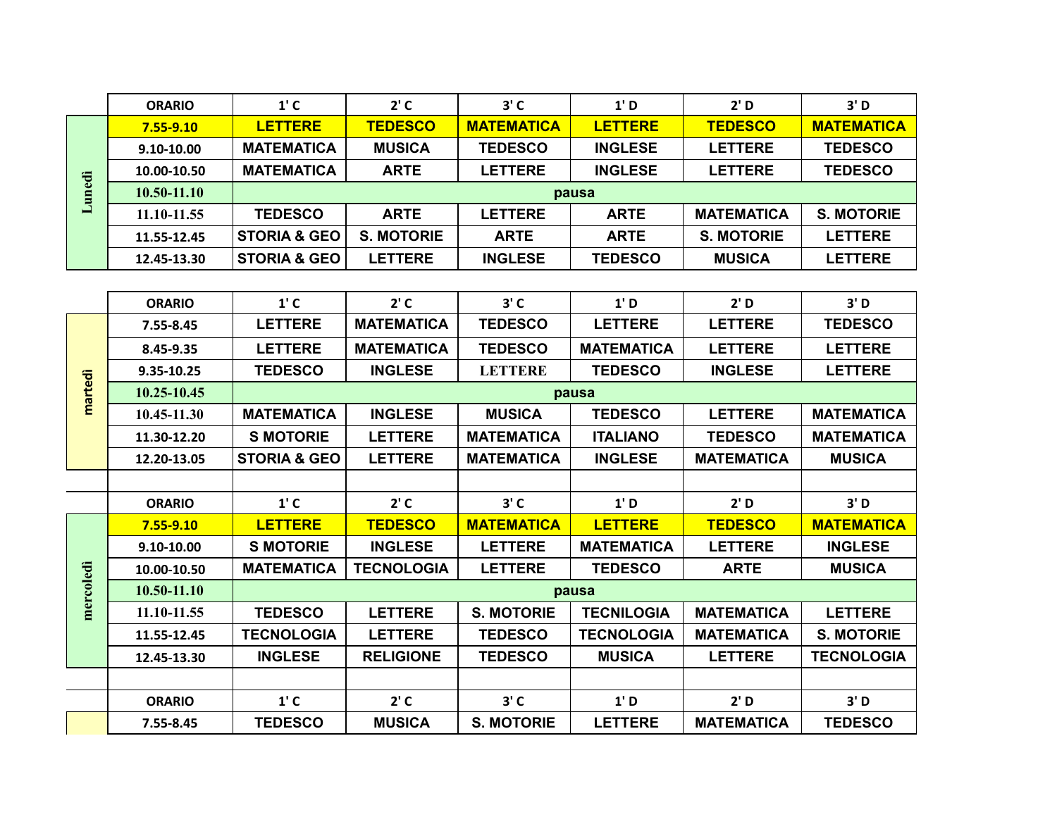| | ORARIO | 1' C | 2' C | 3' C | 1' D | 2' D | 3' D |
|---|---|---|---|---|---|---|---|
| Lunedì | 7.55-9.10 | LETTERE | TEDESCO | MATEMATICA | LETTERE | TEDESCO | MATEMATICA |
| | 9.10-10.00 | MATEMATICA | MUSICA | TEDESCO | INGLESE | LETTERE | TEDESCO |
| | 10.00-10.50 | MATEMATICA | ARTE | LETTERE | INGLESE | LETTERE | TEDESCO |
| | 10.50-11.10 | pausa | | | | | |
| | 11.10-11.55 | TEDESCO | ARTE | LETTERE | ARTE | MATEMATICA | S. MOTORIE |
| | 11.55-12.45 | STORIA & GEO | S. MOTORIE | ARTE | ARTE | S. MOTORIE | LETTERE |
| | 12.45-13.30 | STORIA & GEO | LETTERE | INGLESE | TEDESCO | MUSICA | LETTERE |

| | ORARIO | 1' C | 2' C | 3' C | 1' D | 2' D | 3' D |
|---|---|---|---|---|---|---|---|
| martedì | 7.55-8.45 | LETTERE | MATEMATICA | TEDESCO | LETTERE | LETTERE | TEDESCO |
| | 8.45-9.35 | LETTERE | MATEMATICA | TEDESCO | MATEMATICA | LETTERE | LETTERE |
| | 9.35-10.25 | TEDESCO | INGLESE | LETTERE | TEDESCO | INGLESE | LETTERE |
| | 10.25-10.45 | pausa | | | | | |
| | 10.45-11.30 | MATEMATICA | INGLESE | MUSICA | TEDESCO | LETTERE | MATEMATICA |
| | 11.30-12.20 | S MOTORIE | LETTERE | MATEMATICA | ITALIANO | TEDESCO | MATEMATICA |
| | 12.20-13.05 | STORIA & GEO | LETTERE | MATEMATICA | INGLESE | MATEMATICA | MUSICA |

| | ORARIO | 1' C | 2' C | 3' C | 1' D | 2' D | 3' D |
|---|---|---|---|---|---|---|---|
| mercoledì | 7.55-9.10 | LETTERE | TEDESCO | MATEMATICA | LETTERE | TEDESCO | MATEMATICA |
| | 9.10-10.00 | S MOTORIE | INGLESE | LETTERE | MATEMATICA | LETTERE | INGLESE |
| | 10.00-10.50 | MATEMATICA | TECNOLOGIA | LETTERE | TEDESCO | ARTE | MUSICA |
| | 10.50-11.10 | pausa | | | | | |
| | 11.10-11.55 | TEDESCO | LETTERE | S. MOTORIE | TECNILOGIA | MATEMATICA | LETTERE |
| | 11.55-12.45 | TECNOLOGIA | LETTERE | TEDESCO | TECNOLOGIA | MATEMATICA | S. MOTORIE |
| | 12.45-13.30 | INGLESE | RELIGIONE | TEDESCO | MUSICA | LETTERE | TECNOLOGIA |

| | ORARIO | 1' C | 2' C | 3' C | 1' D | 2' D | 3' D |
|---|---|---|---|---|---|---|---|
| | 7.55-8.45 | TEDESCO | MUSICA | S. MOTORIE | LETTERE | MATEMATICA | TEDESCO |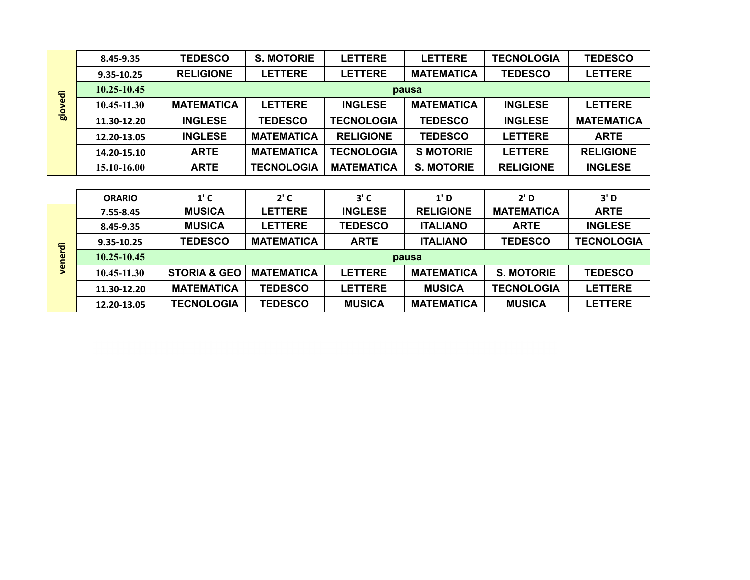| | | | | | | | |
|---|---|---|---|---|---|---|---|
| giovedì | 8.45-9.35 | TEDESCO | S. MOTORIE | LETTERE | LETTERE | TECNOLOGIA | TEDESCO |
| | 9.35-10.25 | RELIGIONE | LETTERE | LETTERE | MATEMATICA | TEDESCO | LETTERE |
| | 10.25-10.45 | pausa | | | | | |
| | 10.45-11.30 | MATEMATICA | LETTERE | INGLESE | MATEMATICA | INGLESE | LETTERE |
| | 11.30-12.20 | INGLESE | TEDESCO | TECNOLOGIA | TEDESCO | INGLESE | MATEMATICA |
| | 12.20-13.05 | INGLESE | MATEMATICA | RELIGIONE | TEDESCO | LETTERE | ARTE |
| | 14.20-15.10 | ARTE | MATEMATICA | TECNOLOGIA | S MOTORIE | LETTERE | RELIGIONE |
| | 15.10-16.00 | ARTE | TECNOLOGIA | MATEMATICA | S. MOTORIE | RELIGIONE | INGLESE |

| | ORARIO | 1' C | 2' C | 3' C | 1' D | 2' D | 3' D |
|---|---|---|---|---|---|---|---|
| venerdì | 7.55-8.45 | MUSICA | LETTERE | INGLESE | RELIGIONE | MATEMATICA | ARTE |
| | 8.45-9.35 | MUSICA | LETTERE | TEDESCO | ITALIANO | ARTE | INGLESE |
| | 9.35-10.25 | TEDESCO | MATEMATICA | ARTE | ITALIANO | TEDESCO | TECNOLOGIA |
| | 10.25-10.45 | pausa | | | | | |
| | 10.45-11.30 | STORIA & GEO | MATEMATICA | LETTERE | MATEMATICA | S. MOTORIE | TEDESCO |
| | 11.30-12.20 | MATEMATICA | TEDESCO | LETTERE | MUSICA | TECNOLOGIA | LETTERE |
| | 12.20-13.05 | TECNOLOGIA | TEDESCO | MUSICA | MATEMATICA | MUSICA | LETTERE |